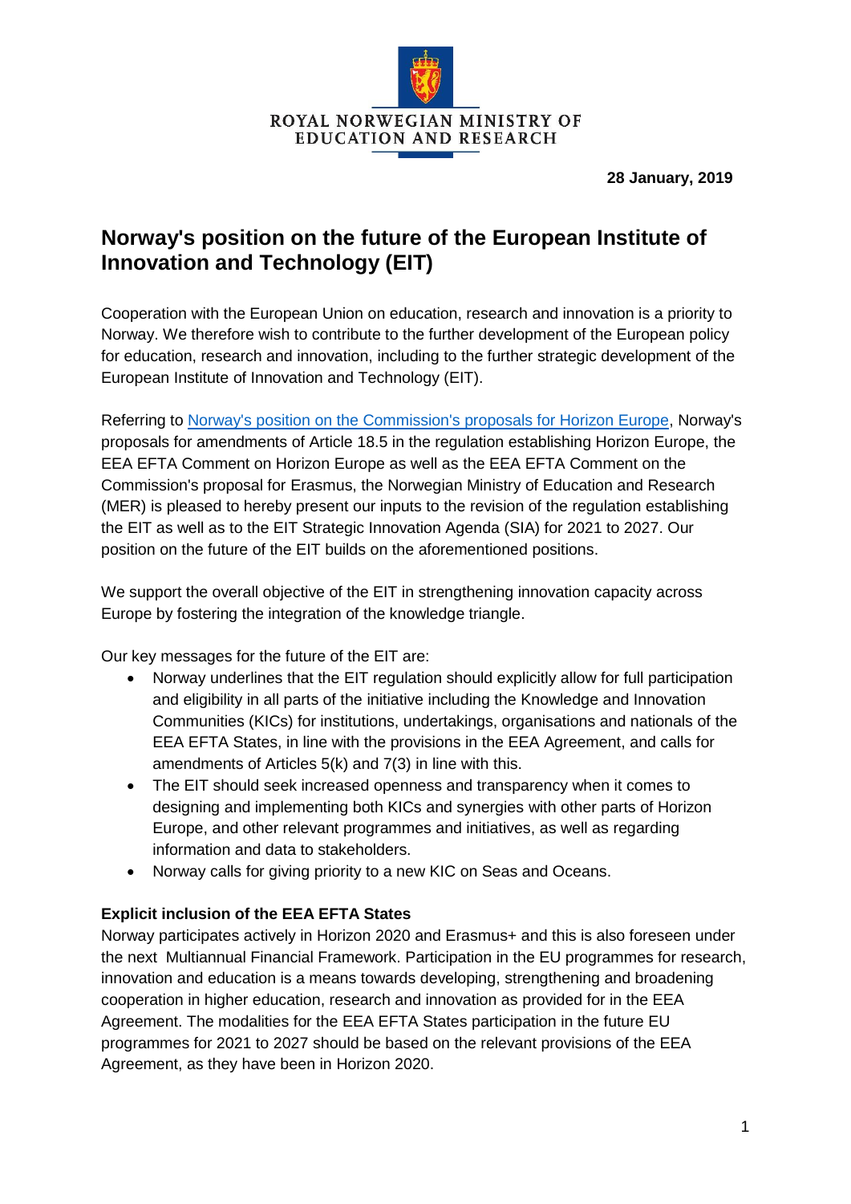ROYAL NORWEGIAN MINISTRY OF EDUCATION AND RESEARCH

**28 January, 2019**

# Norway's position on the future of the European Institute of Innovation and Technology (EIT)

Cooperation with the European Union on education, research and innovation is a priority to Norway. We therefore wish to contribute to the further development of the European policy for education, research and innovation, including to the further strategic development of the European Institute of Innovation and Technology (EIT).

Referring to Norway's position on the Commission's proposals for Horizon Europe, Norway's proposals for amendments of Article 18.5 in the regulation establishing Horizon Europe, the EEA EFTA Comment on Horizon Europe as well as the EEA EFTA Comment on the Commission's proposal for Erasmus, the Norwegian Ministry of Education and Research (MER) is pleased to hereby present our inputs to the revision of the regulation establishing the EIT as well as to the EIT Strategic Innovation Agenda (SIA) for 2021 to 2027. Our position on the future of the EIT builds on the aforementioned positions.

We support the overall objective of the EIT in strengthening innovation capacity across Europe by fostering the integration of the knowledge triangle.

Our key messages for the future of the EIT are:

- Norway underlines that the EIT regulation should explicitly allow for full participation and eligibility in all parts of the initiative including the Knowledge and Innovation Communities (KICs) for institutions, undertakings, organisations and nationals of the EEA EFTA States, in line with the provisions in the EEA Agreement, and calls for amendments of Articles 5(k) and 7(3) in line with this.
- The EIT should seek increased openness and transparency when it comes to designing and implementing both KICs and synergies with other parts of Horizon Europe, and other relevant programmes and initiatives, as well as regarding information and data to stakeholders.
- Norway calls for giving priority to a new KIC on Seas and Oceans.

**Explicit inclusion of the EEA EFTA States**

Norway participates actively in Horizon 2020 and Erasmus+ and this is also foreseen under the next Multiannual Financial Framework. Participation in the EU programmes for research, innovation and education is a means towards developing, strengthening and broadening cooperation in higher education, research and innovation as provided for in the EEA Agreement. The modalities for the EEA EFTA States participation in the future EU programmes for 2021 to 2027 should be based on the relevant provisions of the EEA Agreement, as they have been in Horizon 2020.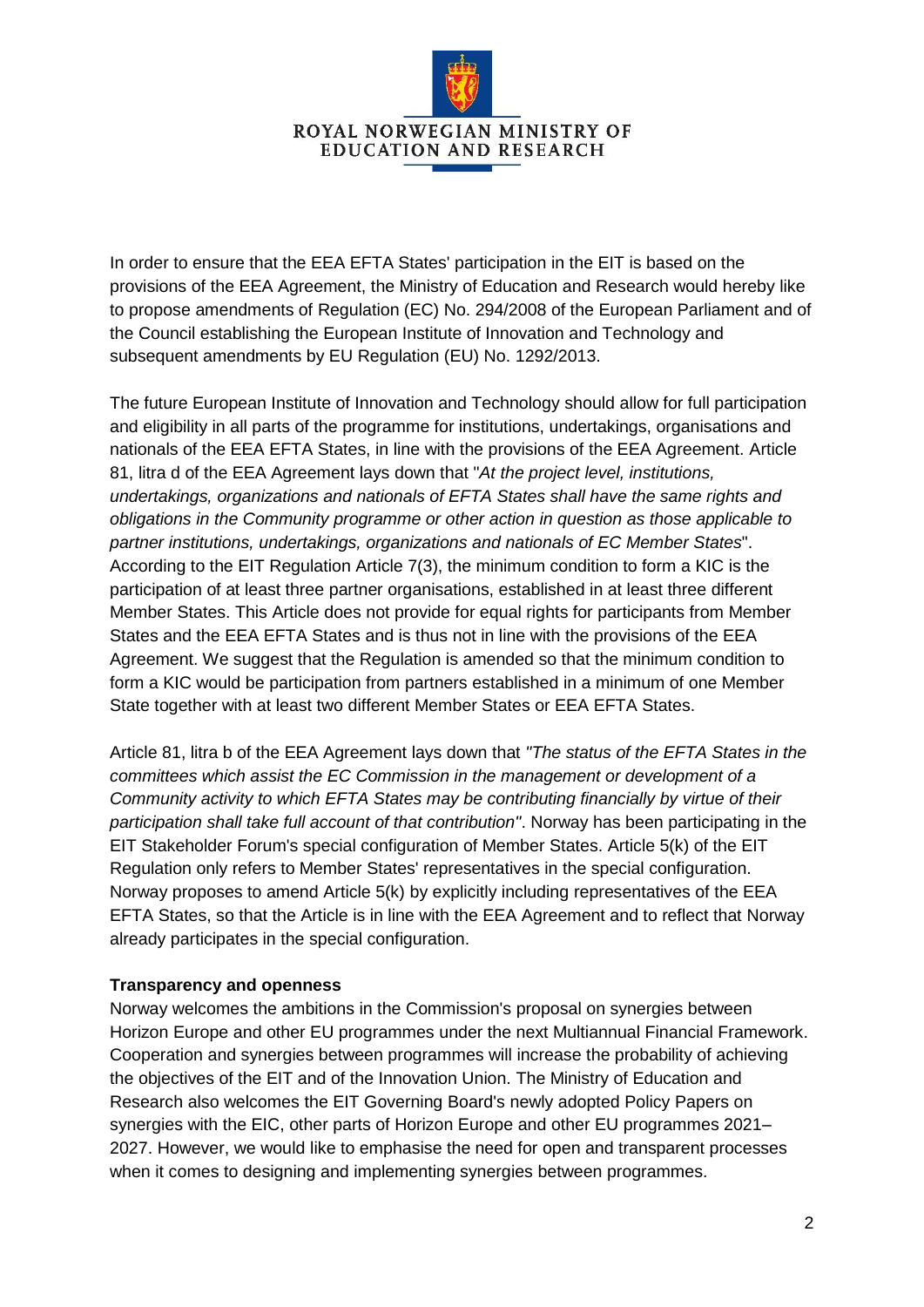ROYAL NORWEGIAN MINISTRY OF EDUCATION AND RESEARCH

In order to ensure that the EEA EFTA States' participation in the EIT is based on the provisions of the EEA Agreement, the Ministry of Education and Research would hereby like to propose amendments of Regulation (EC) No. 294/2008 of the European Parliament and of the Council establishing the European Institute of Innovation and Technology and subsequent amendments by EU Regulation (EU) No. 1292/2013.

The future European Institute of Innovation and Technology should allow for full participation and eligibility in all parts of the programme for institutions, undertakings, organisations and nationals of the EEA EFTA States, in line with the provisions of the EEA Agreement. Article 81, litra d of the EEA Agreement lays down that "*At the project level, institutions, undertakings, organizations and nationals of EFTA States shall have the same rights and obligations in the Community programme or other action in question as those applicable to partner institutions, undertakings, organizations and nationals of EC Member States*". According to the EIT Regulation Article 7(3), the minimum condition to form a KIC is the participation of at least three partner organisations, established in at least three different Member States. This Article does not provide for equal rights for participants from Member States and the EEA EFTA States and is thus not in line with the provisions of the EEA Agreement. We suggest that the Regulation is amended so that the minimum condition to form a KIC would be participation from partners established in a minimum of one Member State together with at least two different Member States or EEA EFTA States.

Article 81, litra b of the EEA Agreement lays down that *"The status of the EFTA States in the committees which assist the EC Commission in the management or development of a Community activity to which EFTA States may be contributing financially by virtue of their participation shall take full account of that contribution"*. Norway has been participating in the EIT Stakeholder Forum's special configuration of Member States. Article 5(k) of the EIT Regulation only refers to Member States' representatives in the special configuration. Norway proposes to amend Article 5(k) by explicitly including representatives of the EEA EFTA States, so that the Article is in line with the EEA Agreement and to reflect that Norway already participates in the special configuration.

**Transparency and openness**

Norway welcomes the ambitions in the Commission's proposal on synergies between Horizon Europe and other EU programmes under the next Multiannual Financial Framework. Cooperation and synergies between programmes will increase the probability of achieving the objectives of the EIT and of the Innovation Union. The Ministry of Education and Research also welcomes the EIT Governing Board's newly adopted Policy Papers on synergies with the EIC, other parts of Horizon Europe and other EU programmes 2021–2027. However, we would like to emphasise the need for open and transparent processes when it comes to designing and implementing synergies between programmes.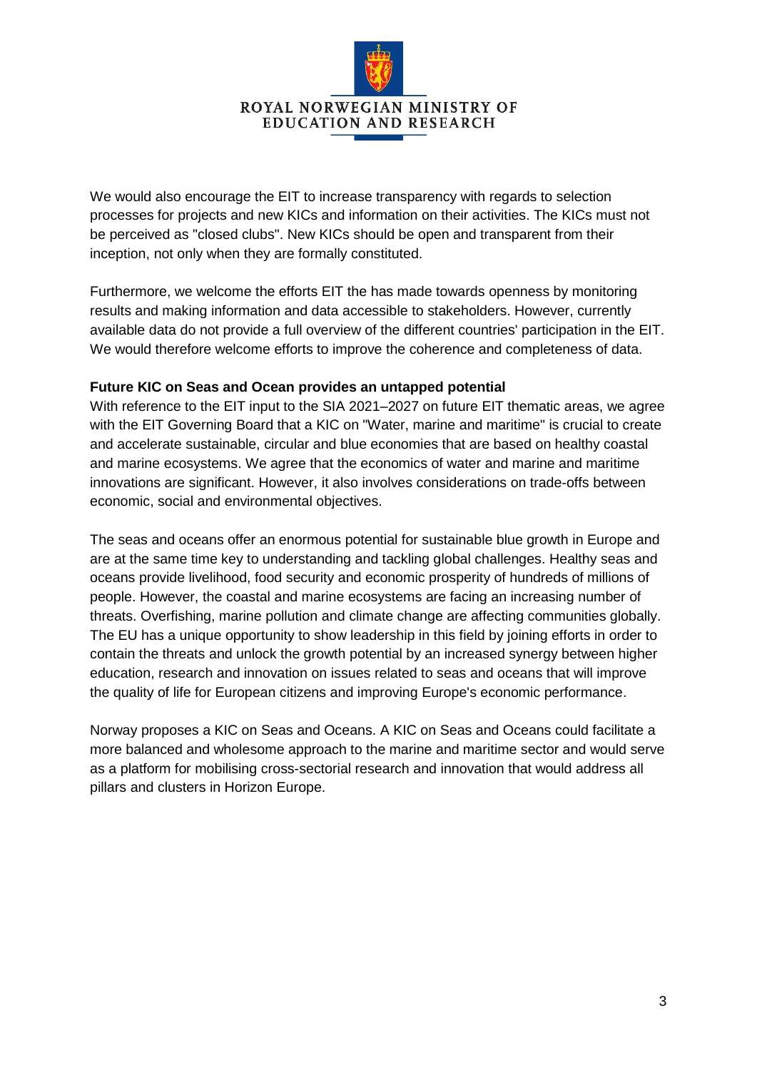We would also encourage the EIT to increase transparency with regards to selection processes for projects and new KICs and information on their activities. The KICs must not be perceived as "closed clubs". New KICs should be open and transparent from their inception, not only when they are formally constituted.

Furthermore, we welcome the efforts EIT the has made towards openness by monitoring results and making information and data accessible to stakeholders. However, currently available data do not provide a full overview of the different countries' participation in the EIT. We would therefore welcome efforts to improve the coherence and completeness of data.

**Future KIC on Seas and Ocean provides an untapped potential**

With reference to the EIT input to the SIA 2021–2027 on future EIT thematic areas, we agree with the EIT Governing Board that a KIC on "Water, marine and maritime" is crucial to create and accelerate sustainable, circular and blue economies that are based on healthy coastal and marine ecosystems. We agree that the economics of water and marine and maritime innovations are significant. However, it also involves considerations on trade-offs between economic, social and environmental objectives.

The seas and oceans offer an enormous potential for sustainable blue growth in Europe and are at the same time key to understanding and tackling global challenges. Healthy seas and oceans provide livelihood, food security and economic prosperity of hundreds of millions of people. However, the coastal and marine ecosystems are facing an increasing number of threats. Overfishing, marine pollution and climate change are affecting communities globally. The EU has a unique opportunity to show leadership in this field by joining efforts in order to contain the threats and unlock the growth potential by an increased synergy between higher education, research and innovation on issues related to seas and oceans that will improve the quality of life for European citizens and improving Europe's economic performance.

Norway proposes a KIC on Seas and Oceans. A KIC on Seas and Oceans could facilitate a more balanced and wholesome approach to the marine and maritime sector and would serve as a platform for mobilising cross-sectorial research and innovation that would address all pillars and clusters in Horizon Europe.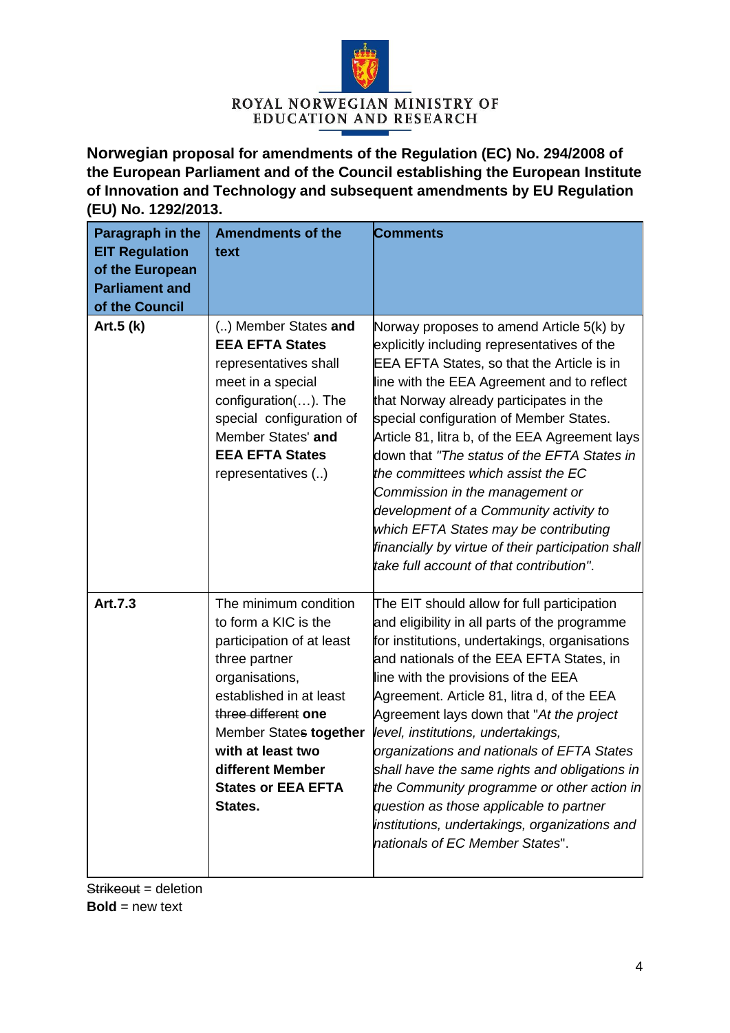ROYAL NORWEGIAN MINISTRY OF EDUCATION AND RESEARCH

**Norwegian proposal for amendments of the Regulation (EC) No. 294/2008 of the European Parliament and of the Council establishing the European Institute of Innovation and Technology and subsequent amendments by EU Regulation (EU) No. 1292/2013.**

| Paragraph in the EIT Regulation of the European Parliament and of the Council | Amendments of the text | Comments |
|---|---|---|
| **Art.5 (k)** | (..) Member States **and EEA EFTA States** representatives shall meet in a special configuration(…). The special configuration of Member States' **and EEA EFTA States** representatives (..) | Norway proposes to amend Article 5(k) by explicitly including representatives of the EEA EFTA States, so that the Article is in line with the EEA Agreement and to reflect that Norway already participates in the special configuration of Member States. Article 81, litra b, of the EEA Agreement lays down that *"The status of the EFTA States in the committees which assist the EC Commission in the management or development of a Community activity to which EFTA States may be contributing financially by virtue of their participation shall take full account of that contribution"*. |
| **Art.7.3** | The minimum condition to form a KIC is the participation of at least three partner organisations, established in at least ~~three different~~ **one** Member State~~s~~ **together with at least two different Member States or EEA EFTA States.** | The EIT should allow for full participation and eligibility in all parts of the programme for institutions, undertakings, organisations and nationals of the EEA EFTA States, in line with the provisions of the EEA Agreement. Article 81, litra d, of the EEA Agreement lays down that "*At the project level, institutions, undertakings, organizations and nationals of EFTA States shall have the same rights and obligations in the Community programme or other action in question as those applicable to partner institutions, undertakings, organizations and nationals of EC Member States*". |

~~Strikeout~~ = deletion
**Bold** = new text